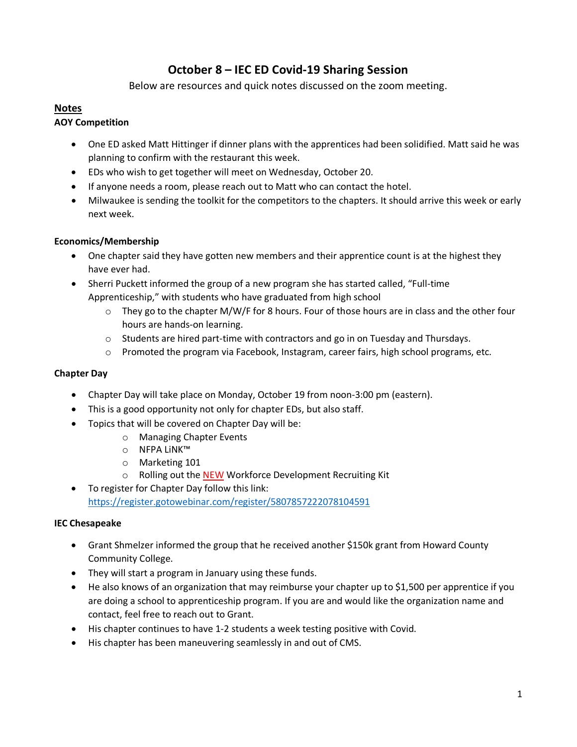# October 8 – IEC ED Covid-19 Sharing Session

Below are resources and quick notes discussed on the zoom meeting.

## Notes

### AOY Competition

- One ED asked Matt Hittinger if dinner plans with the apprentices had been solidified. Matt said he was planning to confirm with the restaurant this week.
- EDs who wish to get together will meet on Wednesday, October 20.
- If anyone needs a room, please reach out to Matt who can contact the hotel.
- Milwaukee is sending the toolkit for the competitors to the chapters. It should arrive this week or early next week.

### Economics/Membership

- One chapter said they have gotten new members and their apprentice count is at the highest they have ever had.
- Sherri Puckett informed the group of a new program she has started called, "Full-time Apprenticeship," with students who have graduated from high school
  - They go to the chapter M/W/F for 8 hours. Four of those hours are in class and the other four hours are hands-on learning.
  - Students are hired part-time with contractors and go in on Tuesday and Thursdays.
  - Promoted the program via Facebook, Instagram, career fairs, high school programs, etc.

### Chapter Day

- Chapter Day will take place on Monday, October 19 from noon-3:00 pm (eastern).
- This is a good opportunity not only for chapter EDs, but also staff.
- Topics that will be covered on Chapter Day will be:
  - Managing Chapter Events
  - NFPA LiNK™
  - Marketing 101
  - Rolling out the NEW Workforce Development Recruiting Kit
- To register for Chapter Day follow this link: https://register.gotowebinar.com/register/5807857222078104591

### IEC Chesapeake

- Grant Shmelzer informed the group that he received another $150k grant from Howard County Community College.
- They will start a program in January using these funds.
- He also knows of an organization that may reimburse your chapter up to $1,500 per apprentice if you are doing a school to apprenticeship program. If you are and would like the organization name and contact, feel free to reach out to Grant.
- His chapter continues to have 1-2 students a week testing positive with Covid.
- His chapter has been maneuvering seamlessly in and out of CMS.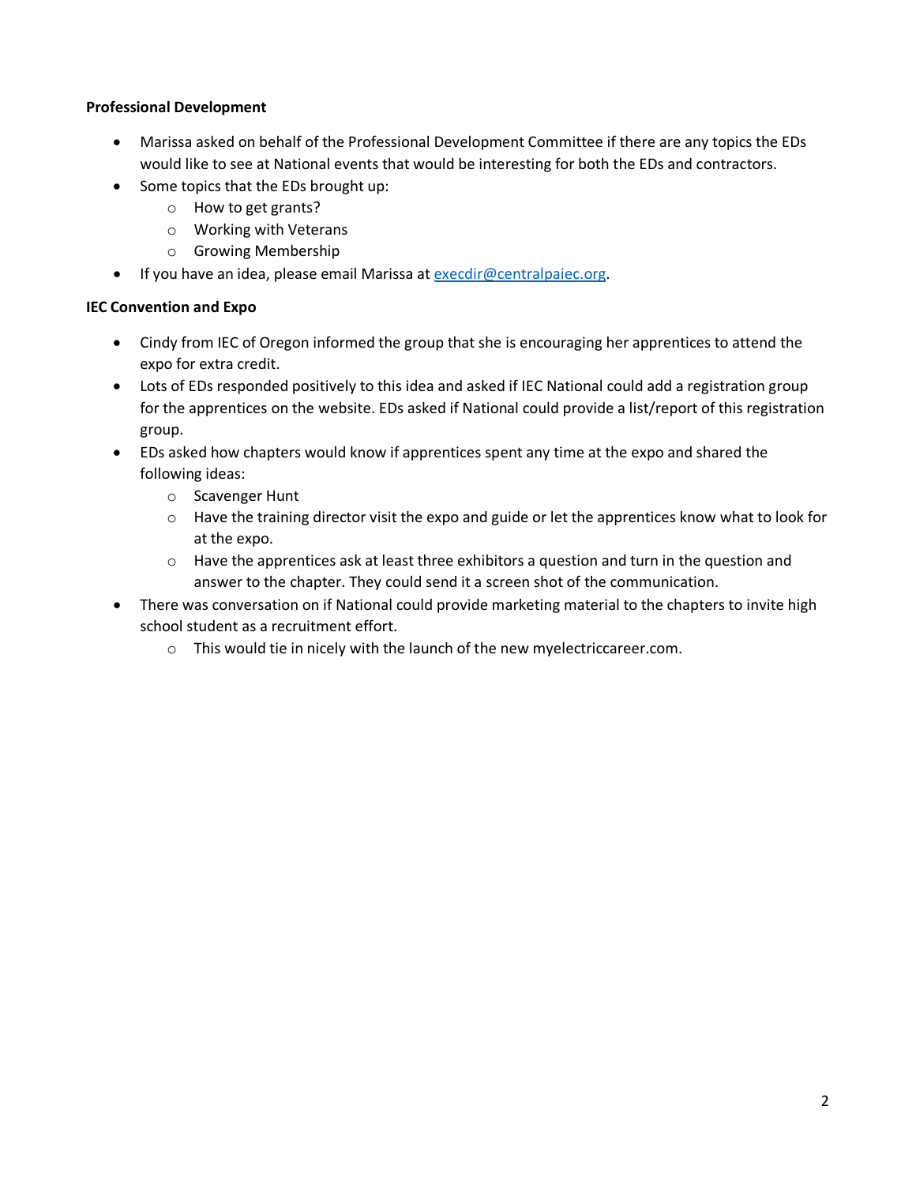**Professional Development**

- Marissa asked on behalf of the Professional Development Committee if there are any topics the EDs would like to see at National events that would be interesting for both the EDs and contractors.
- Some topics that the EDs brought up:
  - How to get grants?
  - Working with Veterans
  - Growing Membership
- If you have an idea, please email Marissa at [execdir@centralpaiec.org](mailto:execdir@centralpaiec.org).

**IEC Convention and Expo**

- Cindy from IEC of Oregon informed the group that she is encouraging her apprentices to attend the expo for extra credit.
- Lots of EDs responded positively to this idea and asked if IEC National could add a registration group for the apprentices on the website. EDs asked if National could provide a list/report of this registration group.
- EDs asked how chapters would know if apprentices spent any time at the expo and shared the following ideas:
  - Scavenger Hunt
  - Have the training director visit the expo and guide or let the apprentices know what to look for at the expo.
  - Have the apprentices ask at least three exhibitors a question and turn in the question and answer to the chapter. They could send it a screen shot of the communication.
- There was conversation on if National could provide marketing material to the chapters to invite high school student as a recruitment effort.
  - This would tie in nicely with the launch of the new myelectriccareer.com.